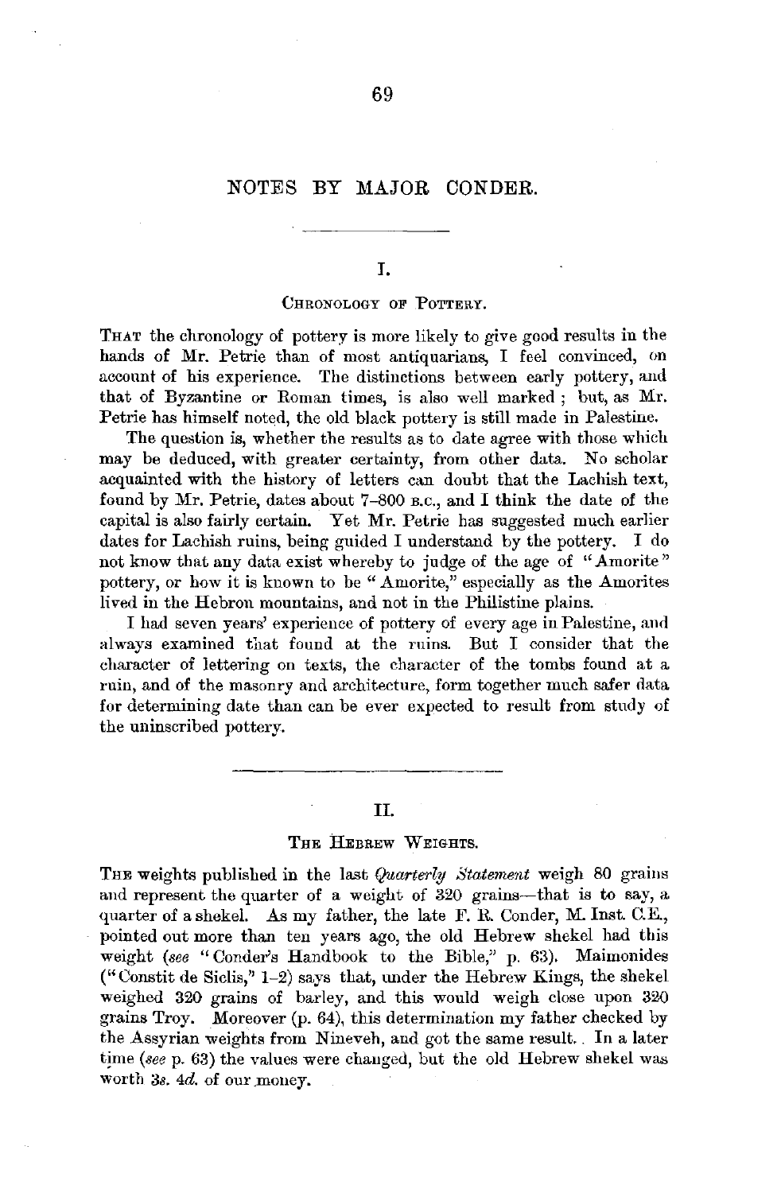# NOTES BY MAJOR CONDER.

## I.

### Chronology of Pottery.

That the chronology of pottery is more likely to give good results in the hands of Mr. Petrie than of most antiquarians, I feel convinced, on account of his experience. The distinctions between early pottery, and that of Byzantine or Roman times, is also well marked ; but, as Mr. Petrie has himself noted, the old black pottery is still made in Palestine.

The question is, whether the results as to date agree with those which may be deduced, with greater certainty, from other data. No scholar acquainted with the history of letters can doubt that the Lachish text, found by Mr. Petrie, dates about 7–800 B.C., and I think the date of the capital is also fairly certain. Yet Mr. Petrie has suggested much earlier dates for Lachish ruins, being guided I understand by the pottery. I do not know that any data exist whereby to judge of the age of "Amorite" pottery, or how it is known to be "Amorite," especially as the Amorites lived in the Hebron mountains, and not in the Philistine plains.

I had seven years' experience of pottery of every age in Palestine, and always examined that found at the ruins. But I consider that the character of lettering on texts, the character of the tombs found at a ruin, and of the masonry and architecture, form together much safer data for determining date than can be ever expected to result from study of the uninscribed pottery.

## II.

### The Hebrew Weights.

The weights published in the last *Quarterly Statement* weigh 80 grains and represent the quarter of a weight of 320 grains—that is to say, a quarter of a shekel. As my father, the late F. R. Conder, M. Inst. C.E., pointed out more than ten years ago, the old Hebrew shekel had this weight (*see* "Conder's Handbook to the Bible," p. 63). Maimonides ("Constit de Siclis," 1–2) says that, under the Hebrew Kings, the shekel weighed 320 grains of barley, and this would weigh close upon 320 grains Troy. Moreover (p. 64), this determination my father checked by the Assyrian weights from Nineveh, and got the same result. In a later time (*see* p. 63) the values were changed, but the old Hebrew shekel was worth 3*s*. 4*d*. of our money.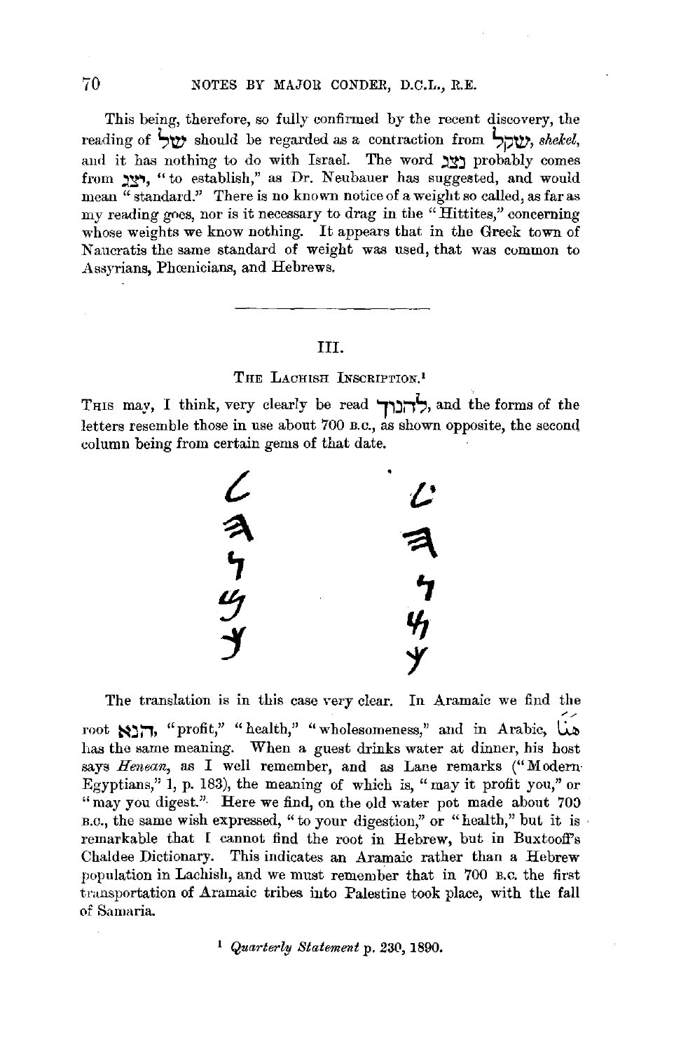This being, therefore, so fully confirmed by the recent discovery, the reading of שׁל should be regarded as a contraction from שׁקל, *shekel*, and it has nothing to do with Israel. The word נצג probably comes from יצג, "to establish," as Dr. Neubauer has suggested, and would mean "standard." There is no known notice of a weight so called, as far as my reading goes, nor is it necessary to drag in the "Hittites," concerning whose weights we know nothing. It appears that in the Greek town of Naucratis the same standard of weight was used, that was common to Assyrians, Phœnicians, and Hebrews.

---

## III.

### The Lachish Inscription.[1]

This may, I think, very clearly be read לְהנוך, and the forms of the letters resemble those in use about 700 B.C., as shown opposite, the second column being from certain gems of that date.

The translation is in this case very clear. In Aramaic we find the root הנא, "profit," "health," "wholesomeness," and in Arabic, هنا has the same meaning. When a guest drinks water at dinner, his host says *Henean*, as I well remember, and as Lane remarks ("Modern Egyptians," 1, p. 183), the meaning of which is, "may it profit you," or "may you digest." Here we find, on the old water pot made about 700 B.C., the same wish expressed, "to your digestion," or "health," but it is remarkable that I cannot find the root in Hebrew, but in Buxtoff's Chaldee Dictionary. This indicates an Aramaic rather than a Hebrew population in Lachish, and we must remember that in 700 B.C. the first transportation of Aramaic tribes into Palestine took place, with the fall of Samaria.

[1] *Quarterly Statement* p. 230, 1890.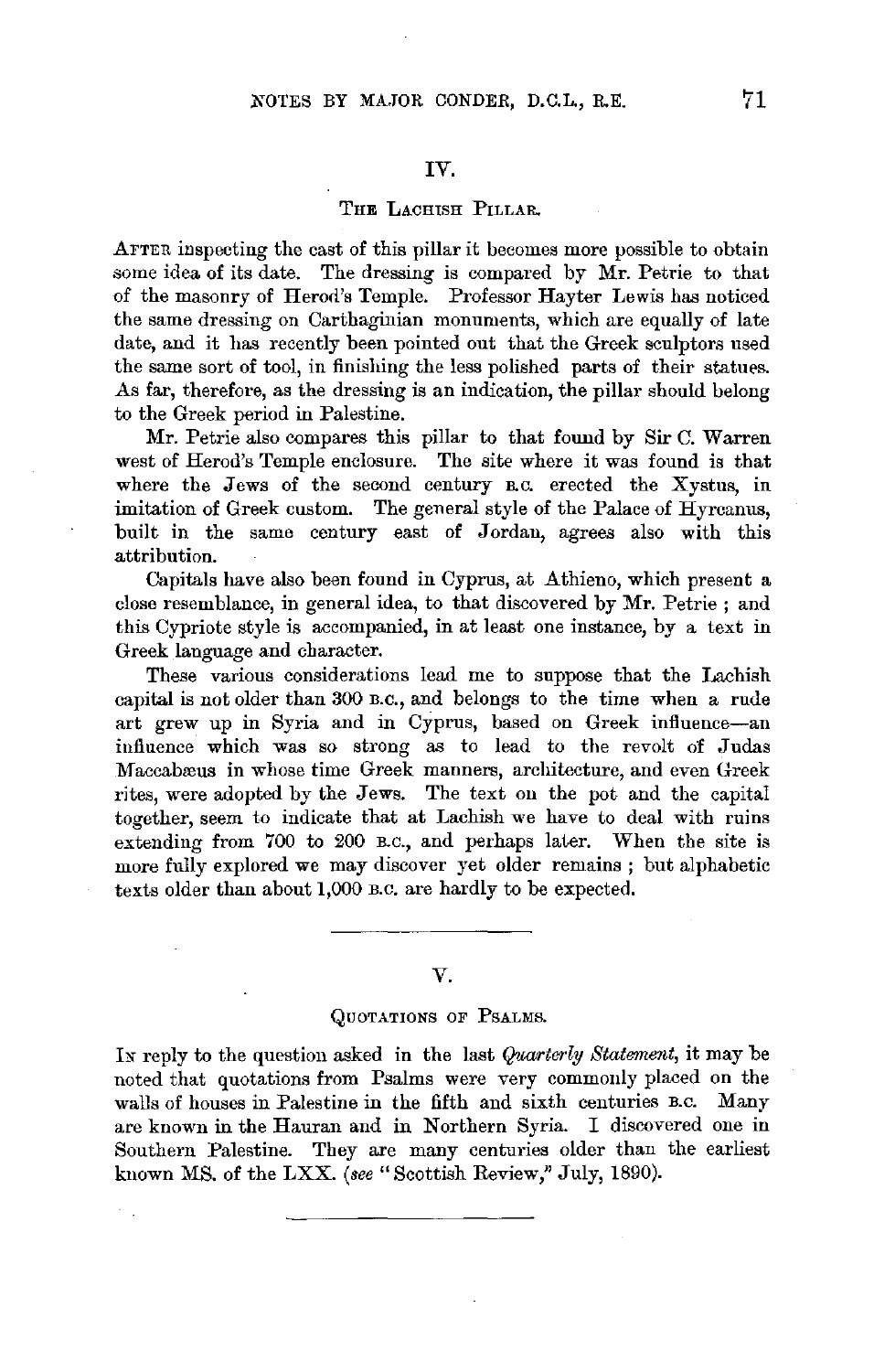## IV.

### The Lachish Pillar.

After inspecting the cast of this pillar it becomes more possible to obtain some idea of its date. The dressing is compared by Mr. Petrie to that of the masonry of Herod's Temple. Professor Hayter Lewis has noticed the same dressing on Carthaginian monuments, which are equally of late date, and it has recently been pointed out that the Greek sculptors used the same sort of tool, in finishing the less polished parts of their statues. As far, therefore, as the dressing is an indication, the pillar should belong to the Greek period in Palestine.

Mr. Petrie also compares this pillar to that found by Sir C. Warren west of Herod's Temple enclosure. The site where it was found is that where the Jews of the second century B.C. erected the Xystus, in imitation of Greek custom. The general style of the Palace of Hyrcanus, built in the same century east of Jordan, agrees also with this attribution.

Capitals have also been found in Cyprus, at Athieno, which present a close resemblance, in general idea, to that discovered by Mr. Petrie; and this Cypriote style is accompanied, in at least one instance, by a text in Greek language and character.

These various considerations lead me to suppose that the Lachish capital is not older than 300 B.C., and belongs to the time when a rude art grew up in Syria and in Cyprus, based on Greek influence—an influence which was so strong as to lead to the revolt of Judas Maccabæus in whose time Greek manners, architecture, and even Greek rites, were adopted by the Jews. The text on the pot and the capital together, seem to indicate that at Lachish we have to deal with ruins extending from 700 to 200 B.C., and perhaps later. When the site is more fully explored we may discover yet older remains; but alphabetic texts older than about 1,000 B.C. are hardly to be expected.

---

## V.

### Quotations of Psalms.

In reply to the question asked in the last *Quarterly Statement*, it may be noted that quotations from Psalms were very commonly placed on the walls of houses in Palestine in the fifth and sixth centuries B.C. Many are known in the Hauran and in Northern Syria. I discovered one in Southern Palestine. They are many centuries older than the earliest known MS. of the LXX. (*see* "Scottish Review," July, 1890).

---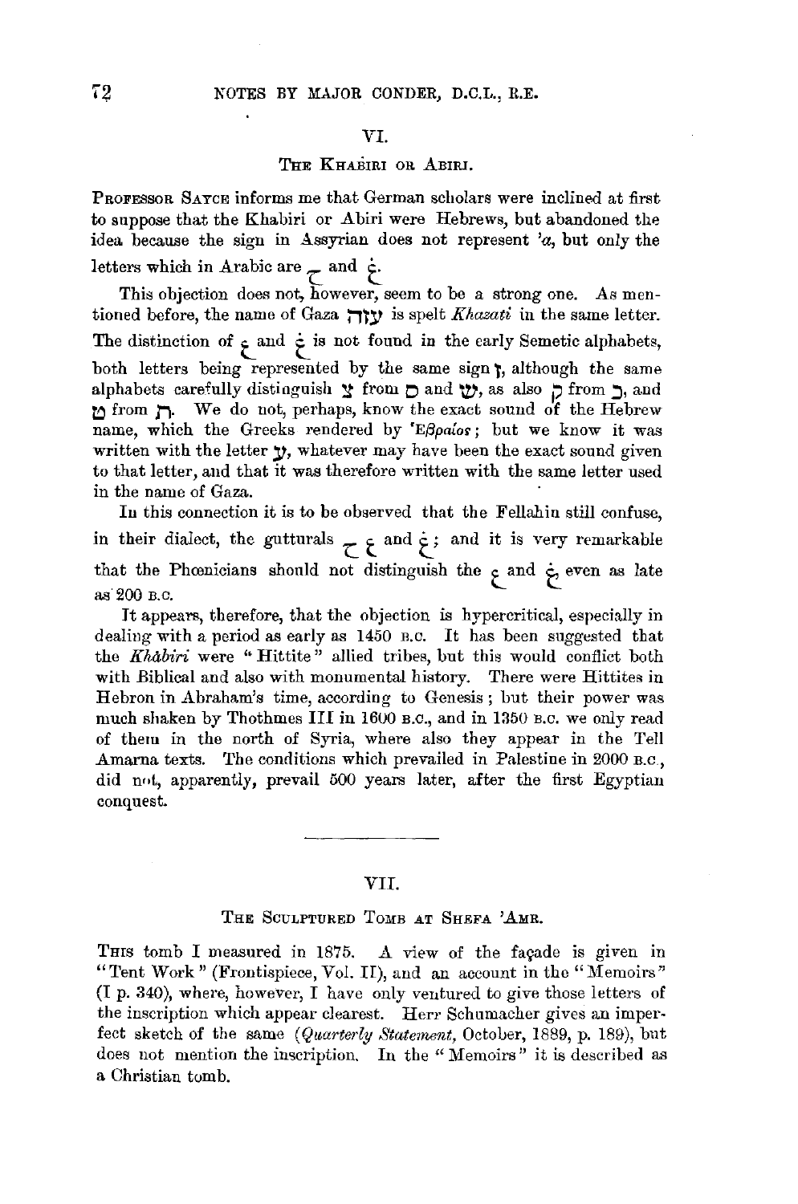## VI.

### The Khabiri or Abiri.

Professor Sayce informs me that German scholars were inclined at first to suppose that the Khabiri or Abiri were Hebrews, but abandoned the idea because the sign in Assyrian does not represent *'a*, but only the letters which in Arabic are ح and خ.

This objection does not, however, seem to be a strong one. As mentioned before, the name of Gaza עזה is spelt *Khazati* in the same letter. The distinction of ع and غ is not found in the early Semetic alphabets, both letters being represented by the same sign ע, although the same alphabets carefully distinguish צ from ס and שׂ, as also ק from כ, and ט from ת. We do not, perhaps, know the exact sound of the Hebrew name, which the Greeks rendered by Ἑβραῖος; but we know it was written with the letter ע, whatever may have been the exact sound given to that letter, and that it was therefore written with the same letter used in the name of Gaza.

In this connection it is to be observed that the Fellahin still confuse, in their dialect, the gutturals ح ع and غ; and it is very remarkable that the Phœnicians should not distinguish the ع and غ even as late as 200 B.C.

It appears, therefore, that the objection is hypercritical, especially in dealing with a period as early as 1450 B.C. It has been suggested that the *Khâbiri* were "Hittite" allied tribes, but this would conflict both with Biblical and also with monumental history. There were Hittites in Hebron in Abraham's time, according to Genesis; but their power was much shaken by Thothmes III in 1600 B.C., and in 1350 B.C. we only read of them in the north of Syria, where also they appear in the Tell Amarna texts. The conditions which prevailed in Palestine in 2000 B.C., did not, apparently, prevail 500 years later, after the first Egyptian conquest.

---

## VII.

### The Sculptured Tomb at Shefa 'Amr.

This tomb I measured in 1875. A view of the façade is given in "Tent Work" (Frontispiece, Vol. II), and an account in the "Memoirs" (I p. 340), where, however, I have only ventured to give those letters of the inscription which appear clearest. Herr Schumacher gives an imperfect sketch of the same (*Quarterly Statement*, October, 1889, p. 189), but does not mention the inscription. In the "Memoirs" it is described as a Christian tomb.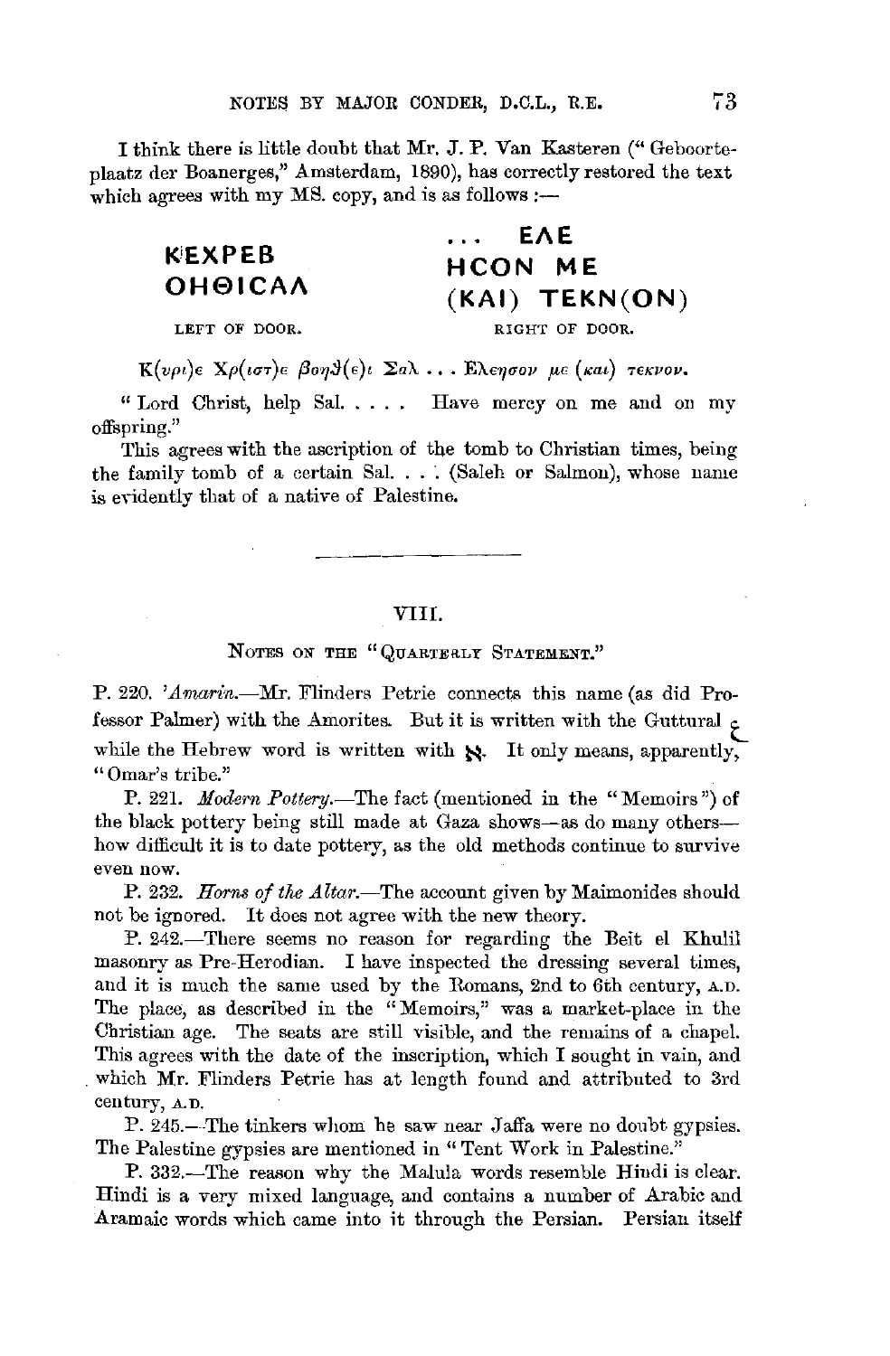I think there is little doubt that Mr. J. P. Van Kasteren ("Geboorteplaatz der Boanerges," Amsterdam, 1890), has correctly restored the text which agrees with my MS. copy, and is as follows :—

| K'EXPEB OHΘICAΛ | . . . EΛE HCON ME (KAI) TEKN(ON) |
|---|---|
| LEFT OF DOOR. | RIGHT OF DOOR. |

Κ(υρι)ε Χρ(ιστ)ε βοηϑ(ε)ι Σαλ . . . Ελεησον με (και) τεκνον.

"Lord Christ, help Sal. . . . . Have mercy on me and on my offspring."

This agrees with the ascription of the tomb to Christian times, being the family tomb of a certain Sal. . . . (Saleh or Salmon), whose name is evidently that of a native of Palestine.

---

## VIII.

### NOTES ON THE "QUARTERLY STATEMENT."

P. 220. *'Amarin.*—Mr. Flinders Petrie connects this name (as did Professor Palmer) with the Amorites. But it is written with the Guttural ع while the Hebrew word is written with א. It only means, apparently, "Omar's tribe."

P. 221. *Modern Pottery.*—The fact (mentioned in the "Memoirs") of the black pottery being still made at Gaza shows—as do many others—how difficult it is to date pottery, as the old methods continue to survive even now.

P. 232. *Horns of the Altar.*—The account given by Maimonides should not be ignored. It does not agree with the new theory.

P. 242.—There seems no reason for regarding the Beit el Khulil masonry as Pre-Herodian. I have inspected the dressing several times, and it is much the same used by the Romans, 2nd to 6th century, A.D. The place, as described in the "Memoirs," was a market-place in the Christian age. The seats are still visible, and the remains of a chapel. This agrees with the date of the inscription, which I sought in vain, and which Mr. Flinders Petrie has at length found and attributed to 3rd century, A.D.

P. 245.—The tinkers whom he saw near Jaffa were no doubt gypsies. The Palestine gypsies are mentioned in "Tent Work in Palestine."

P. 332.—The reason why the Malula words resemble Hindi is clear. Hindi is a very mixed language, and contains a number of Arabic and Aramaic words which came into it through the Persian. Persian itself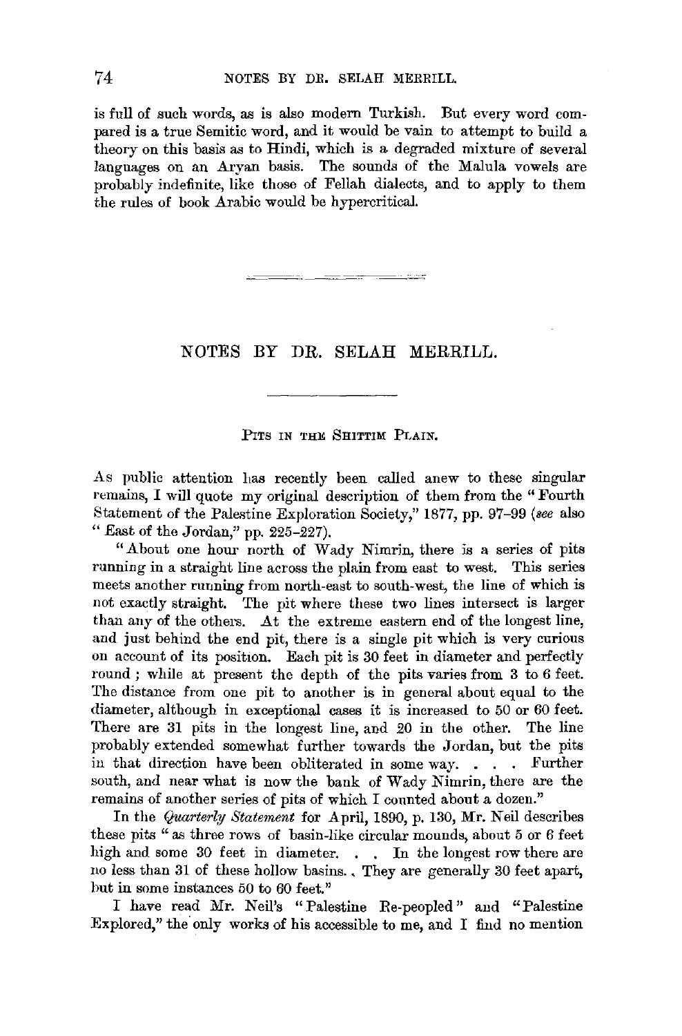is full of such words, as is also modern Turkish. But every word compared is a true Semitic word, and it would be vain to attempt to build a theory on this basis as to Hindi, which is a degraded mixture of several languages on an Aryan basis. The sounds of the Malula vowels are probably indefinite, like those of Fellah dialects, and to apply to them the rules of book Arabic would be hypercritical.

---

## NOTES BY DR. SELAH MERRILL.

---

### Pits in the Shittim Plain.

As public attention has recently been called anew to these singular remains, I will quote my original description of them from the "Fourth Statement of the Palestine Exploration Society," 1877, pp. 97–99 (*see* also "East of the Jordan," pp. 225–227).

"About one hour north of Wady Nimrin, there is a series of pits running in a straight line across the plain from east to west. This series meets another running from north-east to south-west, the line of which is not exactly straight. The pit where these two lines intersect is larger than any of the others. At the extreme eastern end of the longest line, and just behind the end pit, there is a single pit which is very curious on account of its position. Each pit is 30 feet in diameter and perfectly round; while at present the depth of the pits varies from 3 to 6 feet. The distance from one pit to another is in general about equal to the diameter, although in exceptional cases it is increased to 50 or 60 feet. There are 31 pits in the longest line, and 20 in the other. The line probably extended somewhat further towards the Jordan, but the pits in that direction have been obliterated in some way. . . . Further south, and near what is now the bank of Wady Nimrin, there are the remains of another series of pits of which I counted about a dozen."

In the *Quarterly Statement* for April, 1890, p. 130, Mr. Neil describes these pits "as three rows of basin-like circular mounds, about 5 or 6 feet high and some 30 feet in diameter. . . In the longest row there are no less than 31 of these hollow basins. They are generally 30 feet apart, but in some instances 50 to 60 feet."

I have read Mr. Neil's "Palestine Re-peopled" and "Palestine Explored," the only works of his accessible to me, and I find no mention